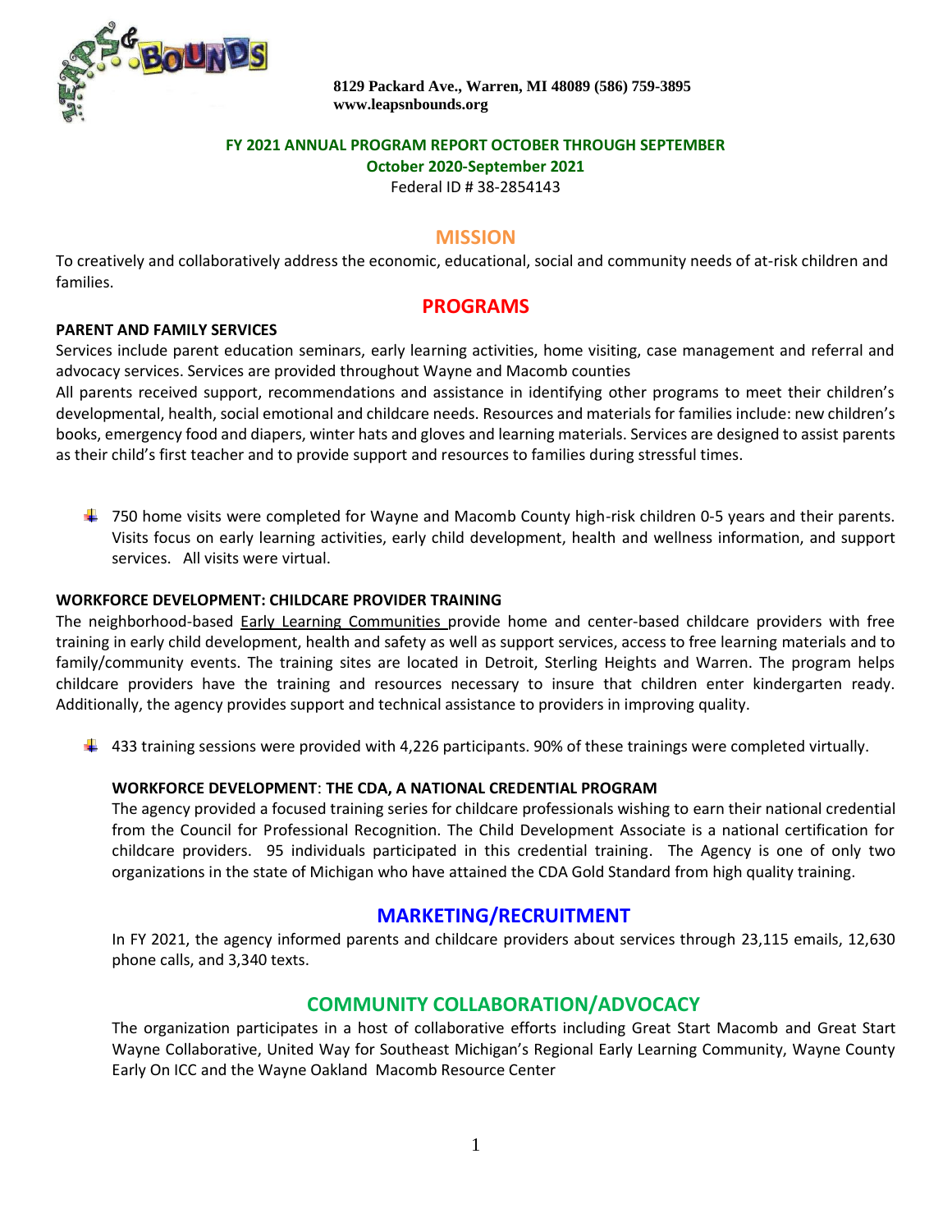**8129 Packard Ave., Warren, MI 48089 (586) 759-3895**
**www.leapsnbounds.org**

**FY 2021 ANNUAL PROGRAM REPORT OCTOBER THROUGH SEPTEMBER**
**October 2020-September 2021**
Federal ID # 38-2854143

## MISSION

To creatively and collaboratively address the economic, educational, social and community needs of at-risk children and families.

## PROGRAMS

### PARENT AND FAMILY SERVICES

Services include parent education seminars, early learning activities, home visiting, case management and referral and advocacy services. Services are provided throughout Wayne and Macomb counties

All parents received support, recommendations and assistance in identifying other programs to meet their children's developmental, health, social emotional and childcare needs. Resources and materials for families include: new children's books, emergency food and diapers, winter hats and gloves and learning materials. Services are designed to assist parents as their child's first teacher and to provide support and resources to families during stressful times.

- 750 home visits were completed for Wayne and Macomb County high-risk children 0-5 years and their parents. Visits focus on early learning activities, early child development, health and wellness information, and support services. All visits were virtual.

### WORKFORCE DEVELOPMENT: CHILDCARE PROVIDER TRAINING

The neighborhood-based Early Learning Communities provide home and center-based childcare providers with free training in early child development, health and safety as well as support services, access to free learning materials and to family/community events. The training sites are located in Detroit, Sterling Heights and Warren. The program helps childcare providers have the training and resources necessary to insure that children enter kindergarten ready. Additionally, the agency provides support and technical assistance to providers in improving quality.

- 433 training sessions were provided with 4,226 participants. 90% of these trainings were completed virtually.

### WORKFORCE DEVELOPMENT: THE CDA, A NATIONAL CREDENTIAL PROGRAM

The agency provided a focused training series for childcare professionals wishing to earn their national credential from the Council for Professional Recognition. The Child Development Associate is a national certification for childcare providers. 95 individuals participated in this credential training. The Agency is one of only two organizations in the state of Michigan who have attained the CDA Gold Standard from high quality training.

## MARKETING/RECRUITMENT

In FY 2021, the agency informed parents and childcare providers about services through 23,115 emails, 12,630 phone calls, and 3,340 texts.

## COMMUNITY COLLABORATION/ADVOCACY

The organization participates in a host of collaborative efforts including Great Start Macomb and Great Start Wayne Collaborative, United Way for Southeast Michigan's Regional Early Learning Community, Wayne County Early On ICC and the Wayne Oakland Macomb Resource Center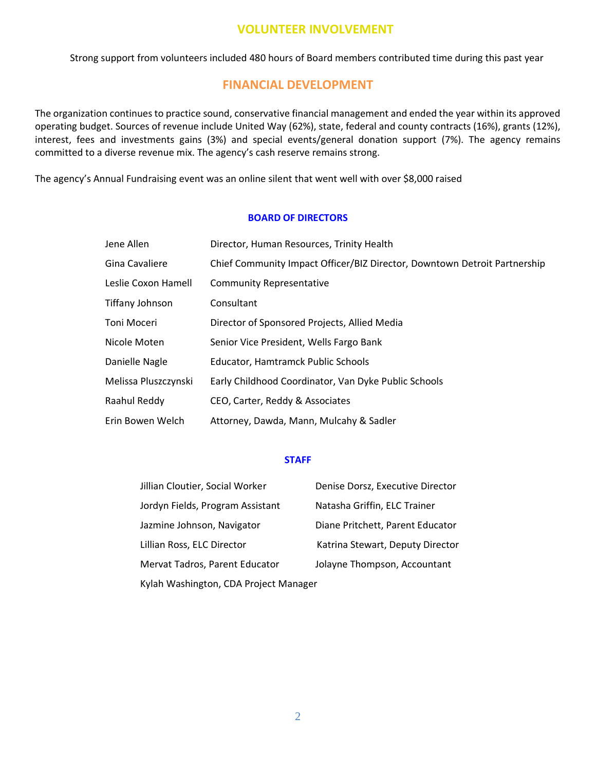## VOLUNTEER INVOLVEMENT

Strong support from volunteers included 480 hours of Board members contributed time during this past year

## FINANCIAL DEVELOPMENT

The organization continues to practice sound, conservative financial management and ended the year within its approved operating budget. Sources of revenue include United Way (62%), state, federal and county contracts (16%), grants (12%), interest, fees and investments gains (3%) and special events/general donation support (7%). The agency remains committed to a diverse revenue mix. The agency's cash reserve remains strong.

The agency's Annual Fundraising event was an online silent that went well with over $8,000 raised

### BOARD OF DIRECTORS

| | |
|---|---|
| Jene Allen | Director, Human Resources, Trinity Health |
| Gina Cavaliere | Chief Community Impact Officer/BIZ Director, Downtown Detroit Partnership |
| Leslie Coxon Hamell | Community Representative |
| Tiffany Johnson | Consultant |
| Toni Moceri | Director of Sponsored Projects, Allied Media |
| Nicole Moten | Senior Vice President, Wells Fargo Bank |
| Danielle Nagle | Educator, Hamtramck Public Schools |
| Melissa Pluszczynski | Early Childhood Coordinator, Van Dyke Public Schools |
| Raahul Reddy | CEO, Carter, Reddy & Associates |
| Erin Bowen Welch | Attorney, Dawda, Mann, Mulcahy & Sadler |

### STAFF

| | |
|---|---|
| Jillian Cloutier, Social Worker | Denise Dorsz, Executive Director |
| Jordyn Fields, Program Assistant | Natasha Griffin, ELC Trainer |
| Jazmine Johnson, Navigator | Diane Pritchett, Parent Educator |
| Lillian Ross, ELC Director | Katrina Stewart, Deputy Director |
| Mervat Tadros, Parent Educator | Jolayne Thompson, Accountant |
| Kylah Washington, CDA Project Manager | |